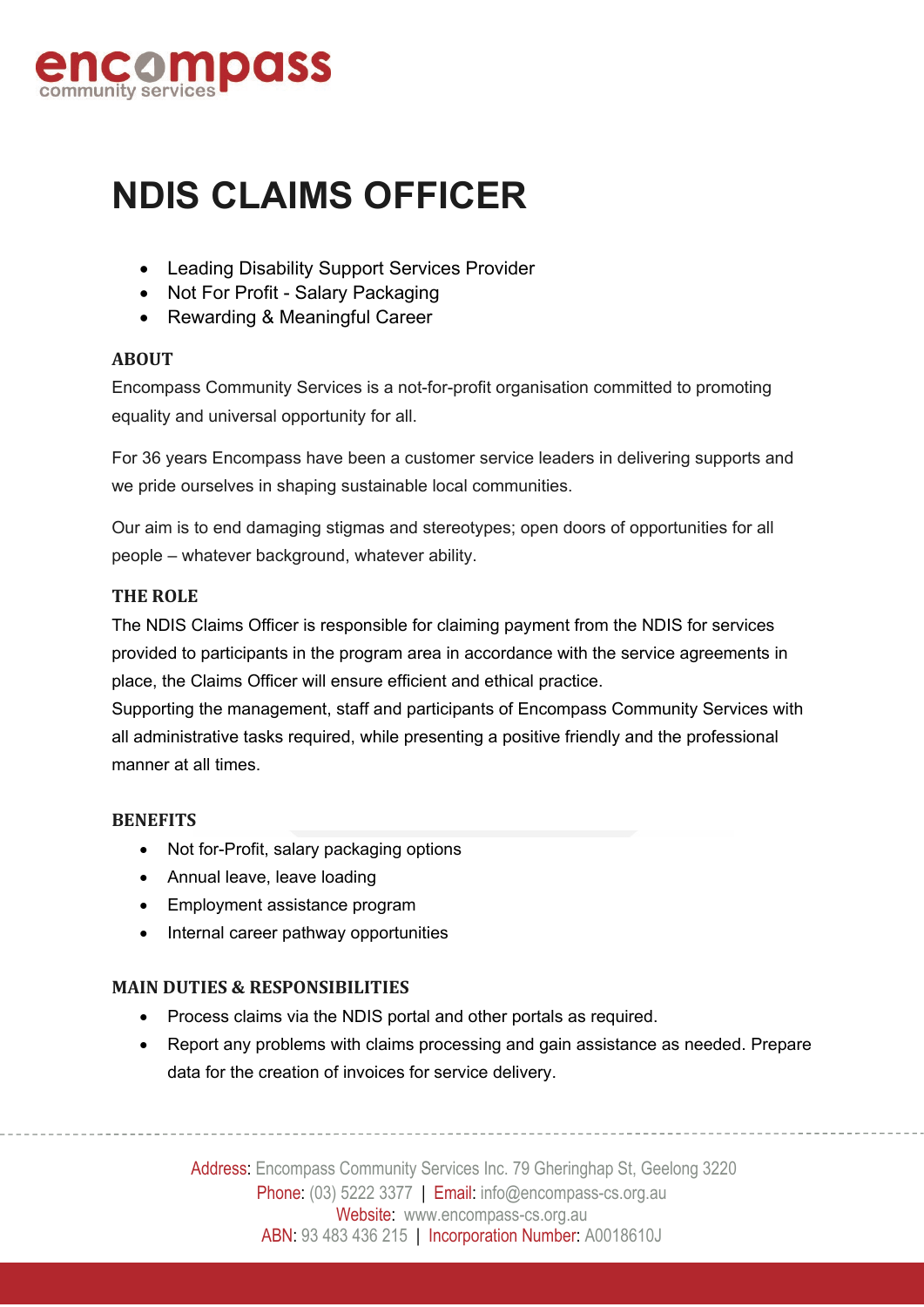# NDIS CLAIMS OFFICER

- Leading Disability Support Services Provider
- Not For Profit - Salary Packaging
- Rewarding & Meaningful Career

## ABOUT

Encompass Community Services is a not-for-profit organisation committed to promoting equality and universal opportunity for all.

For 36 years Encompass have been a customer service leaders in delivering supports and we pride ourselves in shaping sustainable local communities.

Our aim is to end damaging stigmas and stereotypes; open doors of opportunities for all people – whatever background, whatever ability.

## THE ROLE

The NDIS Claims Officer is responsible for claiming payment from the NDIS for services provided to participants in the program area in accordance with the service agreements in place, the Claims Officer will ensure efficient and ethical practice.
Supporting the management, staff and participants of Encompass Community Services with all administrative tasks required, while presenting a positive friendly and the professional manner at all times.

## BENEFITS

- Not for-Profit, salary packaging options
- Annual leave, leave loading
- Employment assistance program
- Internal career pathway opportunities

## MAIN DUTIES & RESPONSIBILITIES

- Process claims via the NDIS portal and other portals as required.
- Report any problems with claims processing and gain assistance as needed. Prepare data for the creation of invoices for service delivery.

Address: Encompass Community Services Inc. 79 Gheringhap St, Geelong 3220
Phone: (03) 5222 3377 | Email: info@encompass-cs.org.au
Website: www.encompass-cs.org.au
ABN: 93 483 436 215 | Incorporation Number: A0018610J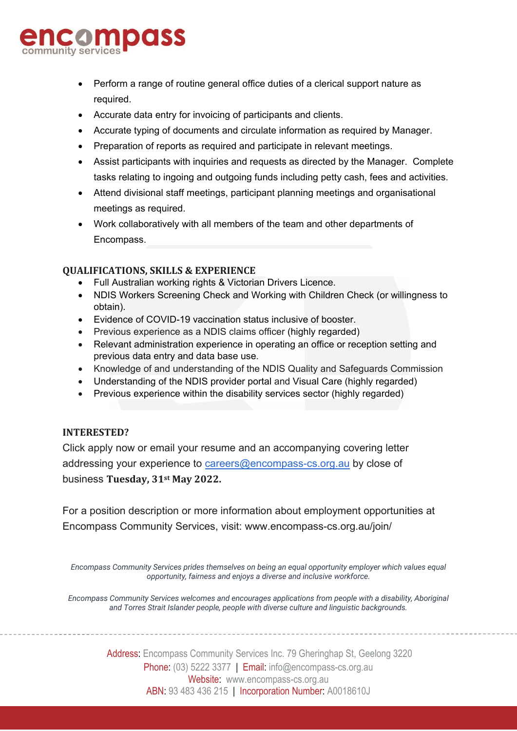- Perform a range of routine general office duties of a clerical support nature as required.
- Accurate data entry for invoicing of participants and clients.
- Accurate typing of documents and circulate information as required by Manager.
- Preparation of reports as required and participate in relevant meetings.
- Assist participants with inquiries and requests as directed by the Manager. Complete tasks relating to ingoing and outgoing funds including petty cash, fees and activities.
- Attend divisional staff meetings, participant planning meetings and organisational meetings as required.
- Work collaboratively with all members of the team and other departments of Encompass.

## QUALIFICATIONS, SKILLS & EXPERIENCE

- Full Australian working rights & Victorian Drivers Licence.
- NDIS Workers Screening Check and Working with Children Check (or willingness to obtain).
- Evidence of COVID-19 vaccination status inclusive of booster.
- Previous experience as a NDIS claims officer (highly regarded)
- Relevant administration experience in operating an office or reception setting and previous data entry and data base use.
- Knowledge of and understanding of the NDIS Quality and Safeguards Commission
- Understanding of the NDIS provider portal and Visual Care (highly regarded)
- Previous experience within the disability services sector (highly regarded)

## INTERESTED?

Click apply now or email your resume and an accompanying covering letter addressing your experience to careers@encompass-cs.org.au by close of business **Tuesday, 31st May 2022.**

For a position description or more information about employment opportunities at Encompass Community Services, visit: www.encompass-cs.org.au/join/

*Encompass Community Services prides themselves on being an equal opportunity employer which values equal opportunity, fairness and enjoys a diverse and inclusive workforce.*

*Encompass Community Services welcomes and encourages applications from people with a disability, Aboriginal and Torres Strait Islander people, people with diverse culture and linguistic backgrounds.*

Address: Encompass Community Services Inc. 79 Gheringhap St, Geelong 3220
Phone: (03) 5222 3377 | Email: info@encompass-cs.org.au
Website: www.encompass-cs.org.au
ABN: 93 483 436 215 | Incorporation Number: A0018610J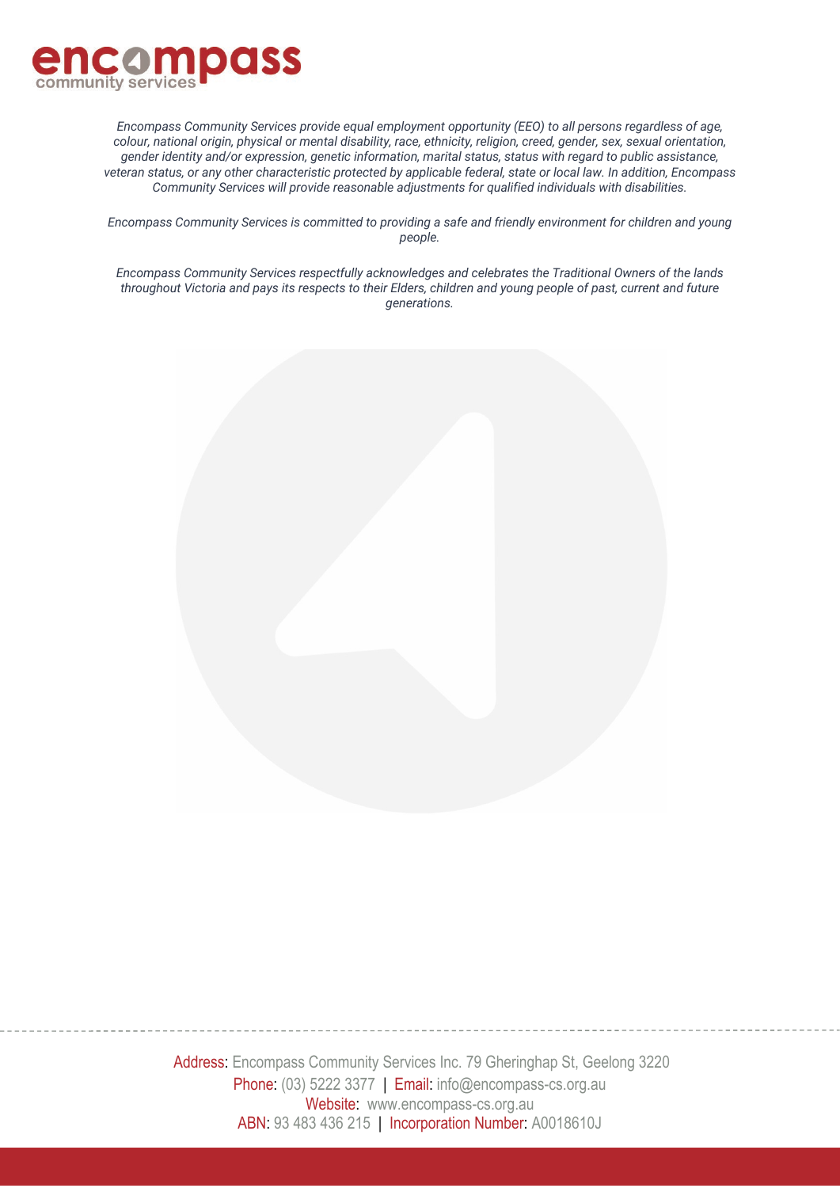*Encompass Community Services provide equal employment opportunity (EEO) to all persons regardless of age, colour, national origin, physical or mental disability, race, ethnicity, religion, creed, gender, sex, sexual orientation, gender identity and/or expression, genetic information, marital status, status with regard to public assistance, veteran status, or any other characteristic protected by applicable federal, state or local law. In addition, Encompass Community Services will provide reasonable adjustments for qualified individuals with disabilities.*

*Encompass Community Services is committed to providing a safe and friendly environment for children and young people.*

*Encompass Community Services respectfully acknowledges and celebrates the Traditional Owners of the lands throughout Victoria and pays its respects to their Elders, children and young people of past, current and future generations.*

Address: Encompass Community Services Inc. 79 Gheringhap St, Geelong 3220
Phone: (03) 5222 3377 | Email: info@encompass-cs.org.au
Website: www.encompass-cs.org.au
ABN: 93 483 436 215 | Incorporation Number: A0018610J